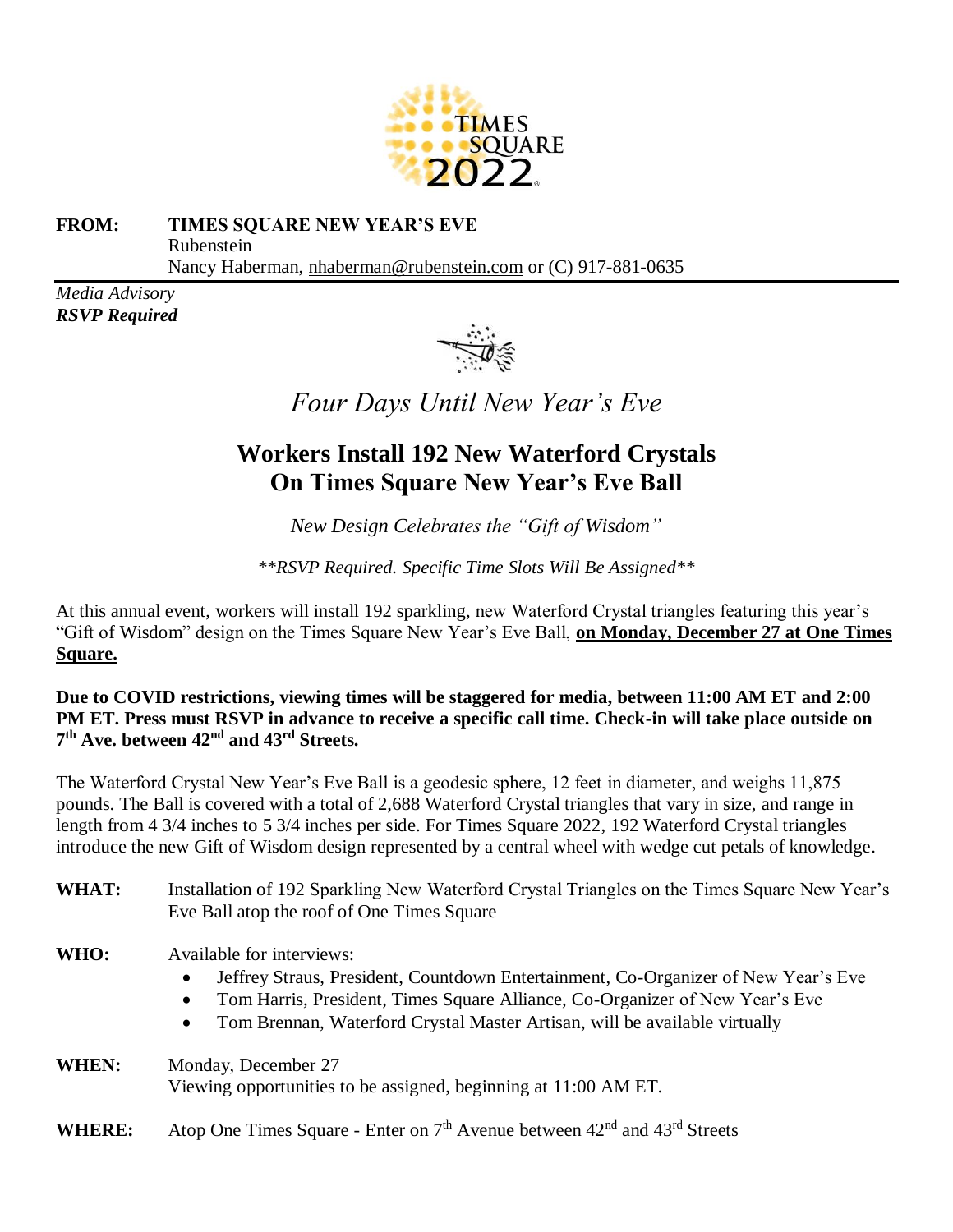**FROM:** **TIMES SQUARE NEW YEAR'S EVE**
Rubenstein
Nancy Haberman, nhaberman@rubenstein.com or (C) 917-881-0635

*Media Advisory*
***RSVP Required***

*Four Days Until New Year's Eve*

# Workers Install 192 New Waterford Crystals On Times Square New Year's Eve Ball

*New Design Celebrates the "Gift of Wisdom"*

*\*\*RSVP Required. Specific Time Slots Will Be Assigned\*\**

At this annual event, workers will install 192 sparkling, new Waterford Crystal triangles featuring this year's "Gift of Wisdom" design on the Times Square New Year's Eve Ball, **on Monday, December 27 at One Times Square.**

**Due to COVID restrictions, viewing times will be staggered for media, between 11:00 AM ET and 2:00 PM ET. Press must RSVP in advance to receive a specific call time. Check-in will take place outside on 7th Ave. between 42nd and 43rd Streets.**

The Waterford Crystal New Year's Eve Ball is a geodesic sphere, 12 feet in diameter, and weighs 11,875 pounds. The Ball is covered with a total of 2,688 Waterford Crystal triangles that vary in size, and range in length from 4 3/4 inches to 5 3/4 inches per side. For Times Square 2022, 192 Waterford Crystal triangles introduce the new Gift of Wisdom design represented by a central wheel with wedge cut petals of knowledge.

**WHAT:** Installation of 192 Sparkling New Waterford Crystal Triangles on the Times Square New Year's Eve Ball atop the roof of One Times Square

**WHO:** Available for interviews:

- Jeffrey Straus, President, Countdown Entertainment, Co-Organizer of New Year's Eve
- Tom Harris, President, Times Square Alliance, Co-Organizer of New Year's Eve
- Tom Brennan, Waterford Crystal Master Artisan, will be available virtually

**WHEN:** Monday, December 27
Viewing opportunities to be assigned, beginning at 11:00 AM ET.

**WHERE:** Atop One Times Square - Enter on 7th Avenue between 42nd and 43rd Streets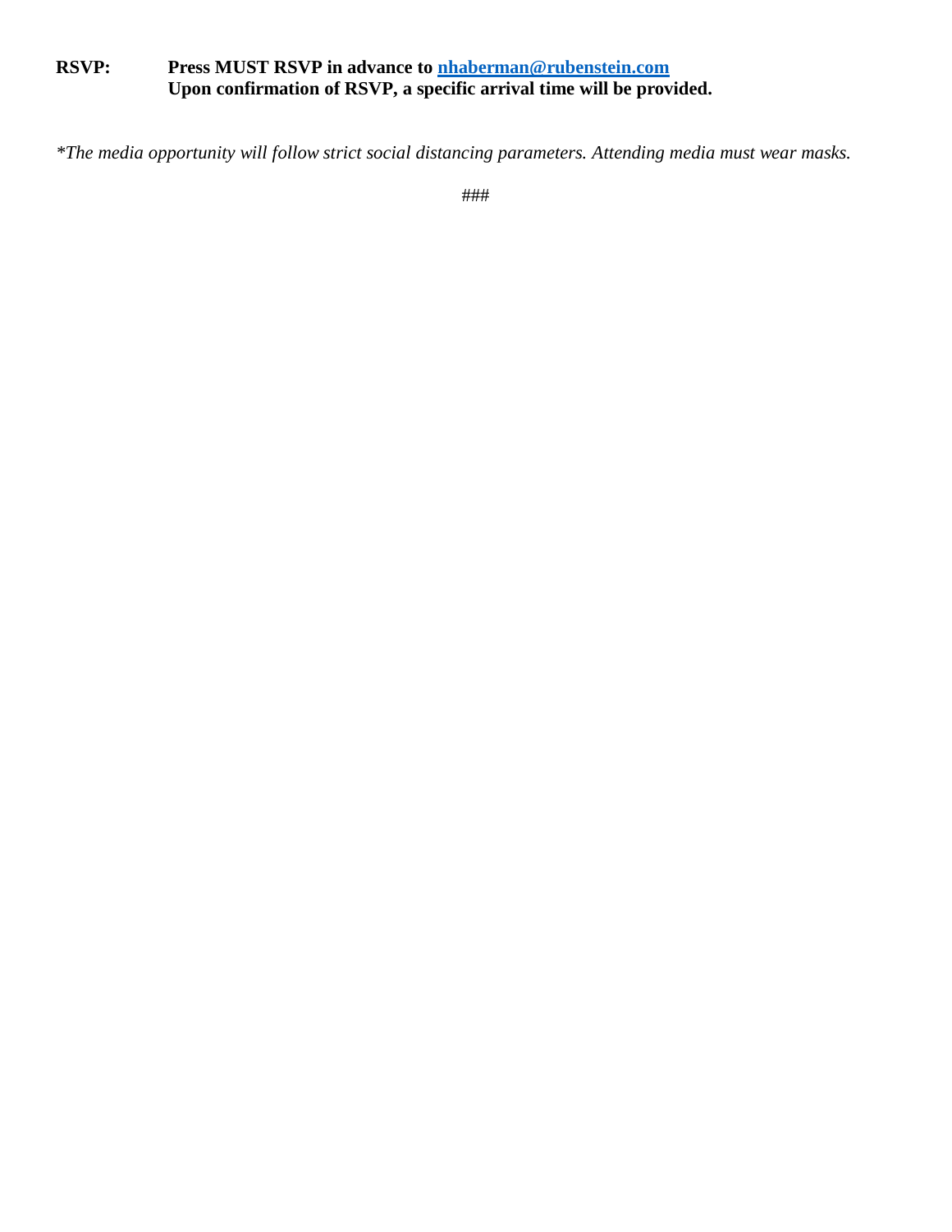**RSVP:** **Press MUST RSVP in advance to [nhaberman@rubenstein.com](mailto:nhaberman@rubenstein.com)**
**Upon confirmation of RSVP, a specific arrival time will be provided.**

**The media opportunity will follow strict social distancing parameters. Attending media must wear masks.*

###